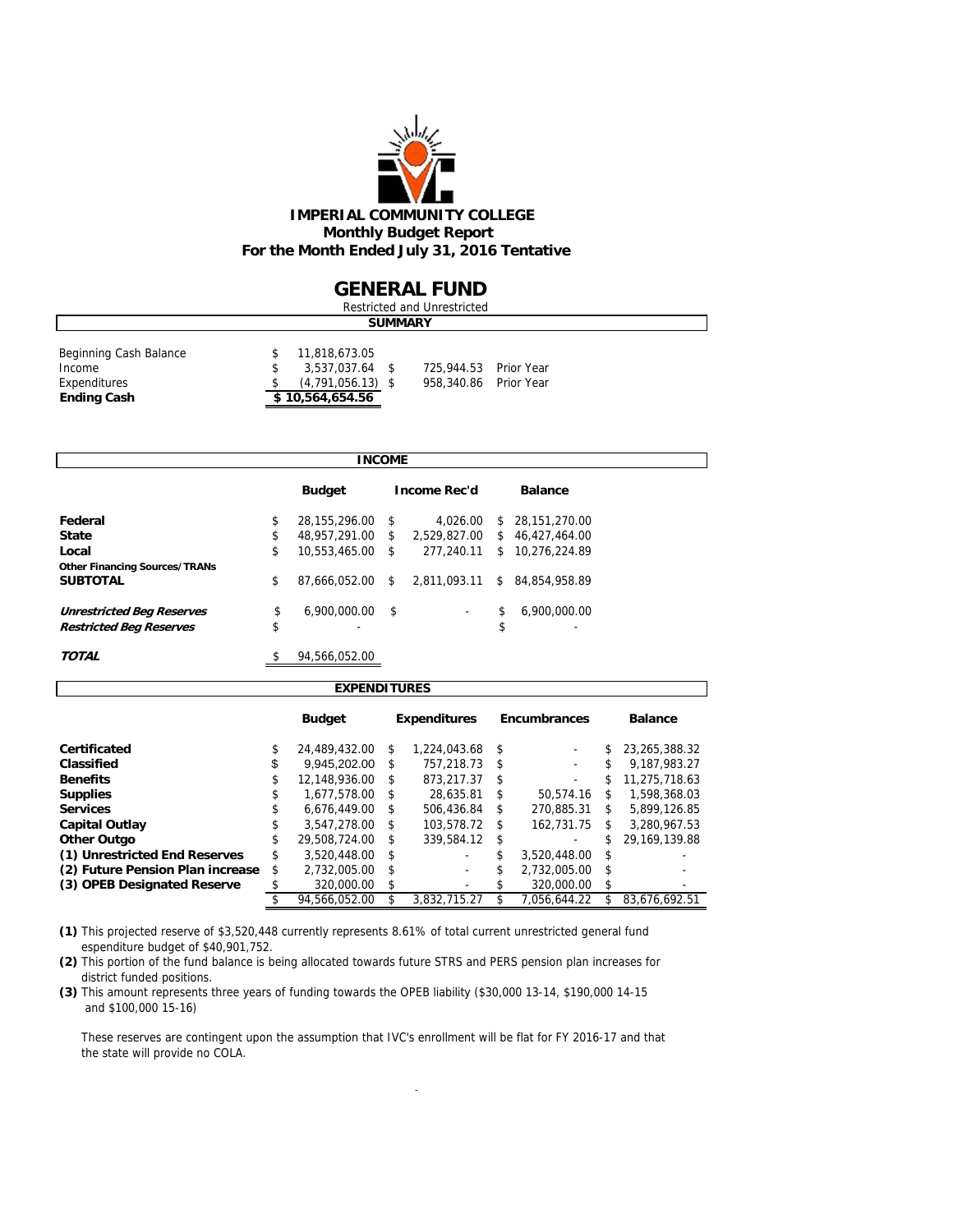# IMPERIAL COMMUNITY COLLEGE
## Monthly Budget Report
## For the Month Ended July 31, 2016 Tentative

# GENERAL FUND

Restricted and Unrestricted

### SUMMARY

| | | | |
|---|---|---|---|
| Beginning Cash Balance | $ 11,818,673.05 | | |
| Income | $ 3,537,037.64 | $ 725,944.53 | Prior Year |
| Expenditures | $ (4,791,056.13) | $ 958,340.86 | Prior Year |
| **Ending Cash** | **$ 10,564,654.56** | | |

### INCOME

| | Budget | Income Rec'd | Balance |
|---|---|---|---|
| **Federal** | $ 28,155,296.00 | $ 4,026.00 | $ 28,151,270.00 |
| **State** | $ 48,957,291.00 | $ 2,529,827.00 | $ 46,427,464.00 |
| **Local** | $ 10,553,465.00 | $ 277,240.11 | $ 10,276,224.89 |
| **Other Financing Sources/TRANs** | | | |
| **SUBTOTAL** | $ 87,666,052.00 | $ 2,811,093.11 | $ 84,854,958.89 |
| ***Unrestricted Beg Reserves*** | $ 6,900,000.00 | $ - | $ 6,900,000.00 |
| ***Restricted Beg Reserves*** | $ - | | $ - |
| ***TOTAL*** | $ 94,566,052.00 | | |

### EXPENDITURES

| | Budget | Expenditures | Encumbrances | Balance |
|---|---|---|---|---|
| **Certificated** | $ 24,489,432.00 | $ 1,224,043.68 | $ - | $ 23,265,388.32 |
| **Classified** | $ 9,945,202.00 | $ 757,218.73 | $ - | $ 9,187,983.27 |
| **Benefits** | $ 12,148,936.00 | $ 873,217.37 | $ - | $ 11,275,718.63 |
| **Supplies** | $ 1,677,578.00 | $ 28,635.81 | $ 50,574.16 | $ 1,598,368.03 |
| **Services** | $ 6,676,449.00 | $ 506,436.84 | $ 270,885.31 | $ 5,899,126.85 |
| **Capital Outlay** | $ 3,547,278.00 | $ 103,578.72 | $ 162,731.75 | $ 3,280,967.53 |
| **Other Outgo** | $ 29,508,724.00 | $ 339,584.12 | $ - | $ 29,169,139.88 |
| **(1) Unrestricted End Reserves** | $ 3,520,448.00 | $ - | $ 3,520,448.00 | $ - |
| **(2) Future Pension Plan increase** | $ 2,732,005.00 | $ - | $ 2,732,005.00 | $ - |
| **(3) OPEB Designated Reserve** | $ 320,000.00 | $ - | $ 320,000.00 | $ - |
| | $ 94,566,052.00 | $ 3,832,715.27 | $ 7,056,644.22 | $ 83,676,692.51 |

**(1)** This projected reserve of $3,520,448 currently represents 8.61% of total current unrestricted general fund espenditure budget of $40,901,752.

**(2)** This portion of the fund balance is being allocated towards future STRS and PERS pension plan increases for district funded positions.

**(3)** This amount represents three years of funding towards the OPEB liability ($30,000 13-14, $190,000 14-15 and $100,000 15-16)

These reserves are contingent upon the assumption that IVC's enrollment will be flat for FY 2016-17 and that the state will provide no COLA.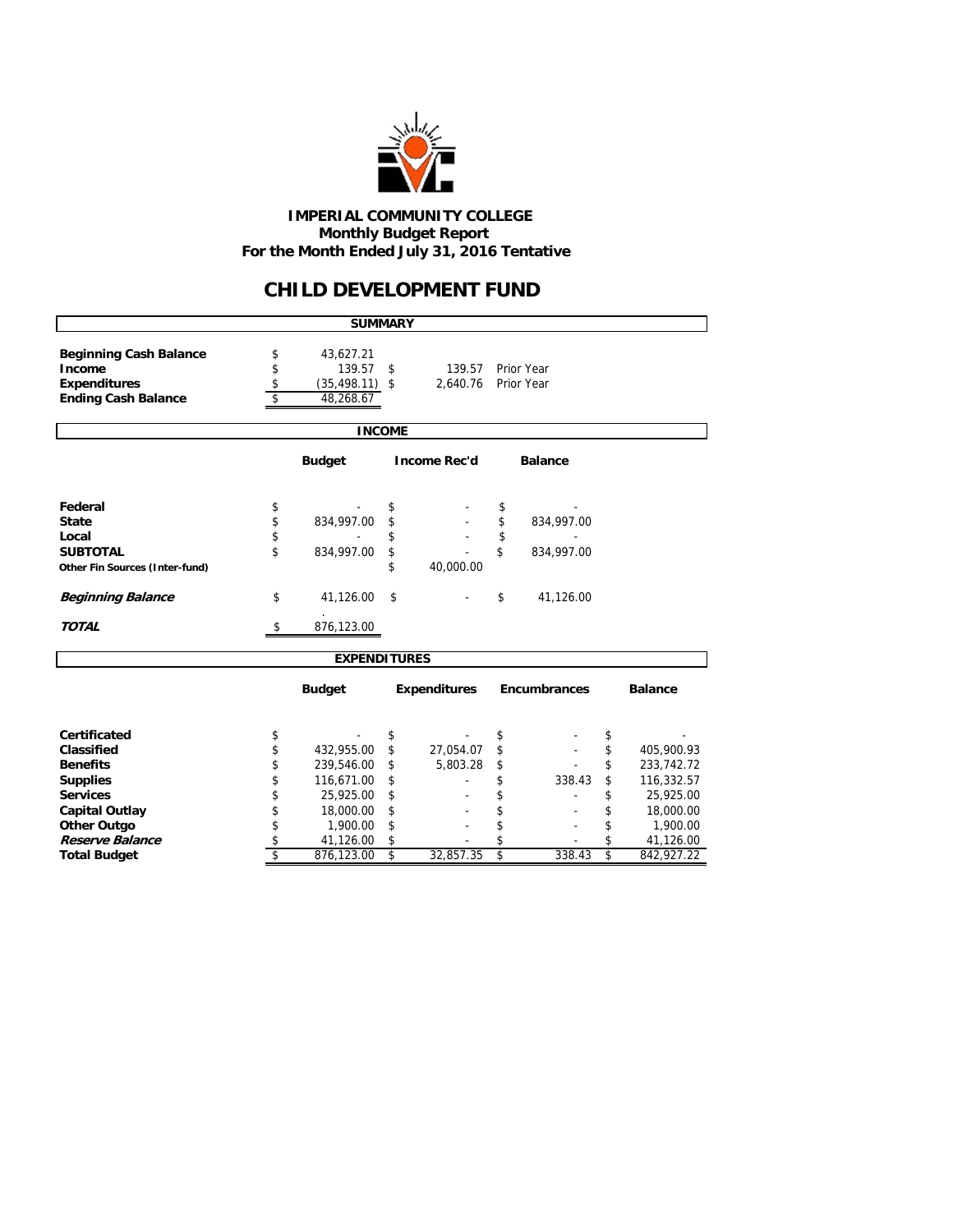**IMPERIAL COMMUNITY COLLEGE**
**Monthly Budget Report**
**For the Month Ended July 31, 2016 Tentative**

# CHILD DEVELOPMENT FUND

## SUMMARY

| | | | |
|---|---|---|---|
| **Beginning Cash Balance** | $ 43,627.21 | | |
| **Income** | $ 139.57 | $ 139.57 | Prior Year |
| **Expenditures** | $ (35,498.11) | $ 2,640.76 | Prior Year |
| **Ending Cash Balance** | $ 48,268.67 | | |

## INCOME

| | Budget | Income Rec'd | Balance |
|---|---|---|---|
| **Federal** | $ - | $ - | $ - |
| **State** | $ 834,997.00 | $ - | $ 834,997.00 |
| **Local** | $ - | $ - | $ - |
| **SUBTOTAL** | $ 834,997.00 | $ - | $ 834,997.00 |
| **Other Fin Sources (Inter-fund)** | | $ 40,000.00 | |
| ***Beginning Balance*** | $ 41,126.00 | $ - | $ 41,126.00 |
| ***TOTAL*** | $ 876,123.00 | | |

## EXPENDITURES

| | Budget | Expenditures | Encumbrances | Balance |
|---|---|---|---|---|
| **Certificated** | $ - | $ - | $ - | $ - |
| **Classified** | $ 432,955.00 | $ 27,054.07 | $ - | $ 405,900.93 |
| **Benefits** | $ 239,546.00 | $ 5,803.28 | $ - | $ 233,742.72 |
| **Supplies** | $ 116,671.00 | $ - | $ 338.43 | $ 116,332.57 |
| **Services** | $ 25,925.00 | $ - | $ - | $ 25,925.00 |
| **Capital Outlay** | $ 18,000.00 | $ - | $ - | $ 18,000.00 |
| **Other Outgo** | $ 1,900.00 | $ - | $ - | $ 1,900.00 |
| ***Reserve Balance*** | $ 41,126.00 | $ - | $ - | $ 41,126.00 |
| **Total Budget** | $ 876,123.00 | $ 32,857.35 | $ 338.43 | $ 842,927.22 |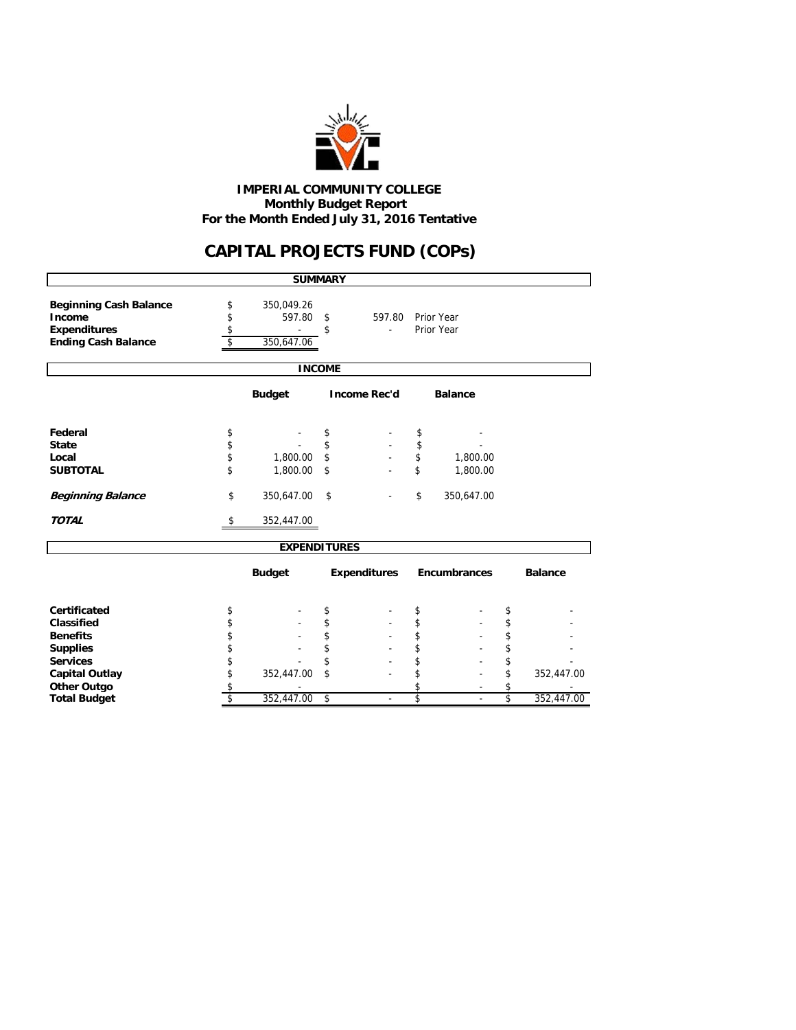# IMPERIAL COMMUNITY COLLEGE

## Monthly Budget Report

## For the Month Ended July 31, 2016 Tentative

# CAPITAL PROJECTS FUND (COPs)

### SUMMARY

| | | | |
|---|---|---|---|
| **Beginning Cash Balance** | $ 350,049.26 | | |
| **Income** | $ 597.80 | $ 597.80 | Prior Year |
| **Expenditures** | $ - | $ - | Prior Year |
| **Ending Cash Balance** | $ 350,647.06 | | |

### INCOME

| | Budget | Income Rec'd | Balance |
|---|---|---|---|
| **Federal** | $ - | $ - | $ - |
| **State** | $ - | $ - | $ - |
| **Local** | $ 1,800.00 | $ - | $ 1,800.00 |
| **SUBTOTAL** | $ 1,800.00 | $ - | $ 1,800.00 |
| ***Beginning Balance*** | $ 350,647.00 | $ - | $ 350,647.00 |
| ***TOTAL*** | $ 352,447.00 | | |

### EXPENDITURES

| | Budget | Expenditures | Encumbrances | Balance |
|---|---|---|---|---|
| **Certificated** | $ - | $ - | $ - | $ - |
| **Classified** | $ - | $ - | $ - | $ - |
| **Benefits** | $ - | $ - | $ - | $ - |
| **Supplies** | $ - | $ - | $ - | $ - |
| **Services** | $ - | $ - | $ - | $ - |
| **Capital Outlay** | $ 352,447.00 | $ - | $ - | $ 352,447.00 |
| **Other Outgo** | $ - | | $ - | $ - |
| **Total Budget** | $ 352,447.00 | $ - | $ - | $ 352,447.00 |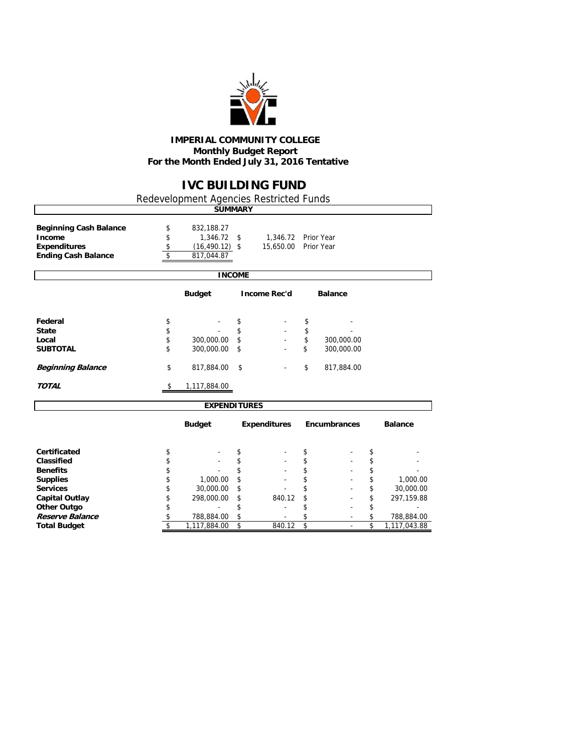# IMPERIAL COMMUNITY COLLEGE
## Monthly Budget Report
## For the Month Ended July 31, 2016 Tentative

# IVC BUILDING FUND

Redevelopment Agencies Restricted Funds

### SUMMARY

| | | | |
|---|---|---|---|
| **Beginning Cash Balance** | $ 832,188.27 | | |
| **Income** | $ 1,346.72 | $ 1,346.72 | Prior Year |
| **Expenditures** | $ (16,490.12) | $ 15,650.00 | Prior Year |
| **Ending Cash Balance** | $ 817,044.87 | | |

### INCOME

| | Budget | Income Rec'd | Balance |
|---|---|---|---|
| **Federal** | $ - | $ - | $ - |
| **State** | $ - | $ - | $ - |
| **Local** | $ 300,000.00 | $ - | $ 300,000.00 |
| **SUBTOTAL** | $ 300,000.00 | $ - | $ 300,000.00 |
| ***Beginning Balance*** | $ 817,884.00 | $ - | $ 817,884.00 |
| ***TOTAL*** | $ 1,117,884.00 | | |

### EXPENDITURES

| | Budget | Expenditures | Encumbrances | Balance |
|---|---|---|---|---|
| **Certificated** | $ - | $ - | $ - | $ - |
| **Classified** | $ - | $ - | $ - | $ - |
| **Benefits** | $ - | $ - | $ - | $ - |
| **Supplies** | $ 1,000.00 | $ - | $ - | $ 1,000.00 |
| **Services** | $ 30,000.00 | $ - | $ - | $ 30,000.00 |
| **Capital Outlay** | $ 298,000.00 | $ 840.12 | $ - | $ 297,159.88 |
| **Other Outgo** | $ - | $ - | $ - | $ - |
| ***Reserve Balance*** | $ 788,884.00 | $ - | $ - | $ 788,884.00 |
| **Total Budget** | $ 1,117,884.00 | $ 840.12 | $ - | $ 1,117,043.88 |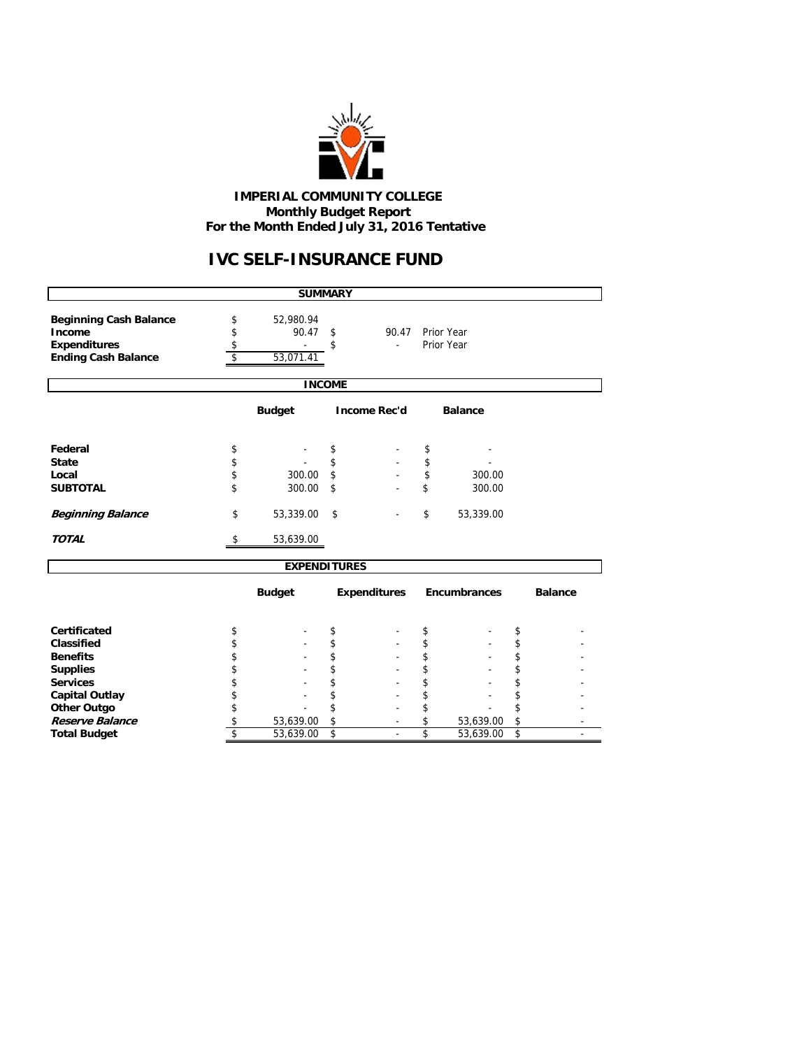# IMPERIAL COMMUNITY COLLEGE
## Monthly Budget Report
## For the Month Ended July 31, 2016 Tentative

# IVC SELF-INSURANCE FUND

| SUMMARY | | | |
|---|---|---|---|
| **Beginning Cash Balance** | $ 52,980.94 | | |
| **Income** | $ 90.47 | $ 90.47 | Prior Year |
| **Expenditures** | $ - | $ - | Prior Year |
| **Ending Cash Balance** | $ 53,071.41 | | |

| INCOME | Budget | Income Rec'd | Balance |
|---|---|---|---|
| **Federal** | $ - | $ - | $ - |
| **State** | $ - | $ - | $ - |
| **Local** | $ 300.00 | $ - | $ 300.00 |
| **SUBTOTAL** | $ 300.00 | $ - | $ 300.00 |
| ***Beginning Balance*** | $ 53,339.00 | $ - | $ 53,339.00 |
| ***TOTAL*** | $ 53,639.00 | | |

| EXPENDITURES | Budget | Expenditures | Encumbrances | Balance |
|---|---|---|---|---|
| **Certificated** | $ - | $ - | $ - | $ - |
| **Classified** | $ - | $ - | $ - | $ - |
| **Benefits** | $ - | $ - | $ - | $ - |
| **Supplies** | $ - | $ - | $ - | $ - |
| **Services** | $ - | $ - | $ - | $ - |
| **Capital Outlay** | $ - | $ - | $ - | $ - |
| **Other Outgo** | $ - | $ - | $ - | $ - |
| ***Reserve Balance*** | $ 53,639.00 | $ - | $ 53,639.00 | $ - |
| **Total Budget** | $ 53,639.00 | $ - | $ 53,639.00 | $ - |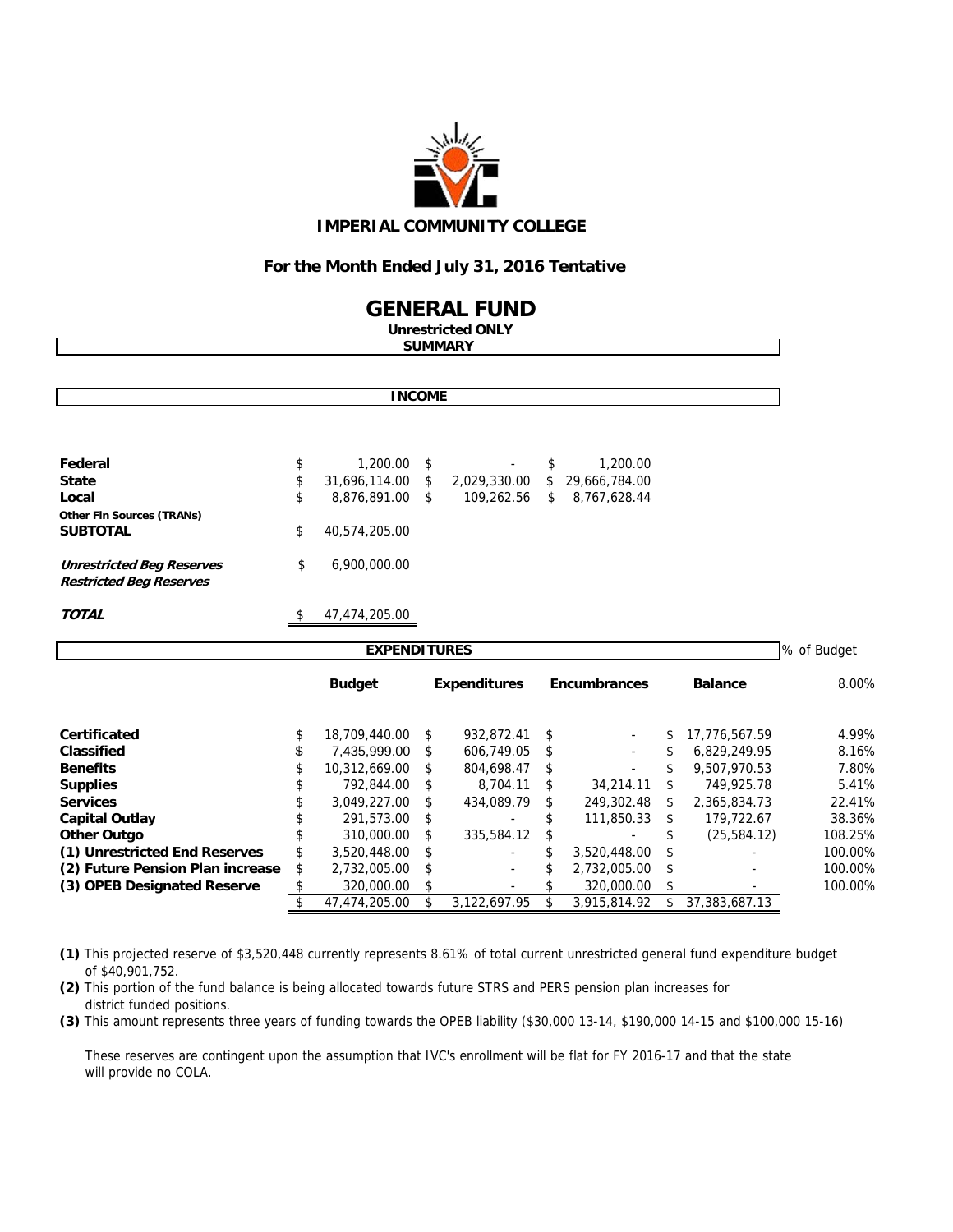# IMPERIAL COMMUNITY COLLEGE

## For the Month Ended July 31, 2016 Tentative

# GENERAL FUND

**Unrestricted ONLY**

**SUMMARY**

**INCOME**

| | | | |
|---|---|---|---|
| **Federal** | $ 1,200.00 | $ - | $ 1,200.00 |
| **State** | $ 31,696,114.00 | $ 2,029,330.00 | $ 29,666,784.00 |
| **Local** | $ 8,876,891.00 | $ 109,262.56 | $ 8,767,628.44 |
| **Other Fin Sources (TRANs)** | | | |
| **SUBTOTAL** | $ 40,574,205.00 | | |
| ***Unrestricted Beg Reserves*** | $ 6,900,000.00 | | |
| ***Restricted Beg Reserves*** | | | |
| ***TOTAL*** | $ 47,474,205.00 | | |

**EXPENDITURES**

| | Budget | Expenditures | Encumbrances | Balance | % of Budget 8.00% |
|---|---|---|---|---|---|
| **Certificated** | $ 18,709,440.00 | $ 932,872.41 | $ - | $ 17,776,567.59 | 4.99% |
| **Classified** | $ 7,435,999.00 | $ 606,749.05 | $ - | $ 6,829,249.95 | 8.16% |
| **Benefits** | $ 10,312,669.00 | $ 804,698.47 | $ - | $ 9,507,970.53 | 7.80% |
| **Supplies** | $ 792,844.00 | $ 8,704.11 | $ 34,214.11 | $ 749,925.78 | 5.41% |
| **Services** | $ 3,049,227.00 | $ 434,089.79 | $ 249,302.48 | $ 2,365,834.73 | 22.41% |
| **Capital Outlay** | $ 291,573.00 | $ - | $ 111,850.33 | $ 179,722.67 | 38.36% |
| **Other Outgo** | $ 310,000.00 | $ 335,584.12 | $ - | $ (25,584.12) | 108.25% |
| **(1) Unrestricted End Reserves** | $ 3,520,448.00 | $ - | $ 3,520,448.00 | $ - | 100.00% |
| **(2) Future Pension Plan increase** | $ 2,732,005.00 | $ - | $ 2,732,005.00 | $ - | 100.00% |
| **(3) OPEB Designated Reserve** | $ 320,000.00 | $ - | $ 320,000.00 | $ - | 100.00% |
| | $ 47,474,205.00 | $ 3,122,697.95 | $ 3,915,814.92 | $ 37,383,687.13 | |

**(1)** This projected reserve of $3,520,448 currently represents 8.61% of total current unrestricted general fund expenditure budget of $40,901,752.

**(2)** This portion of the fund balance is being allocated towards future STRS and PERS pension plan increases for district funded positions.

**(3)** This amount represents three years of funding towards the OPEB liability ($30,000 13-14, $190,000 14-15 and $100,000 15-16)

These reserves are contingent upon the assumption that IVC's enrollment will be flat for FY 2016-17 and that the state will provide no COLA.